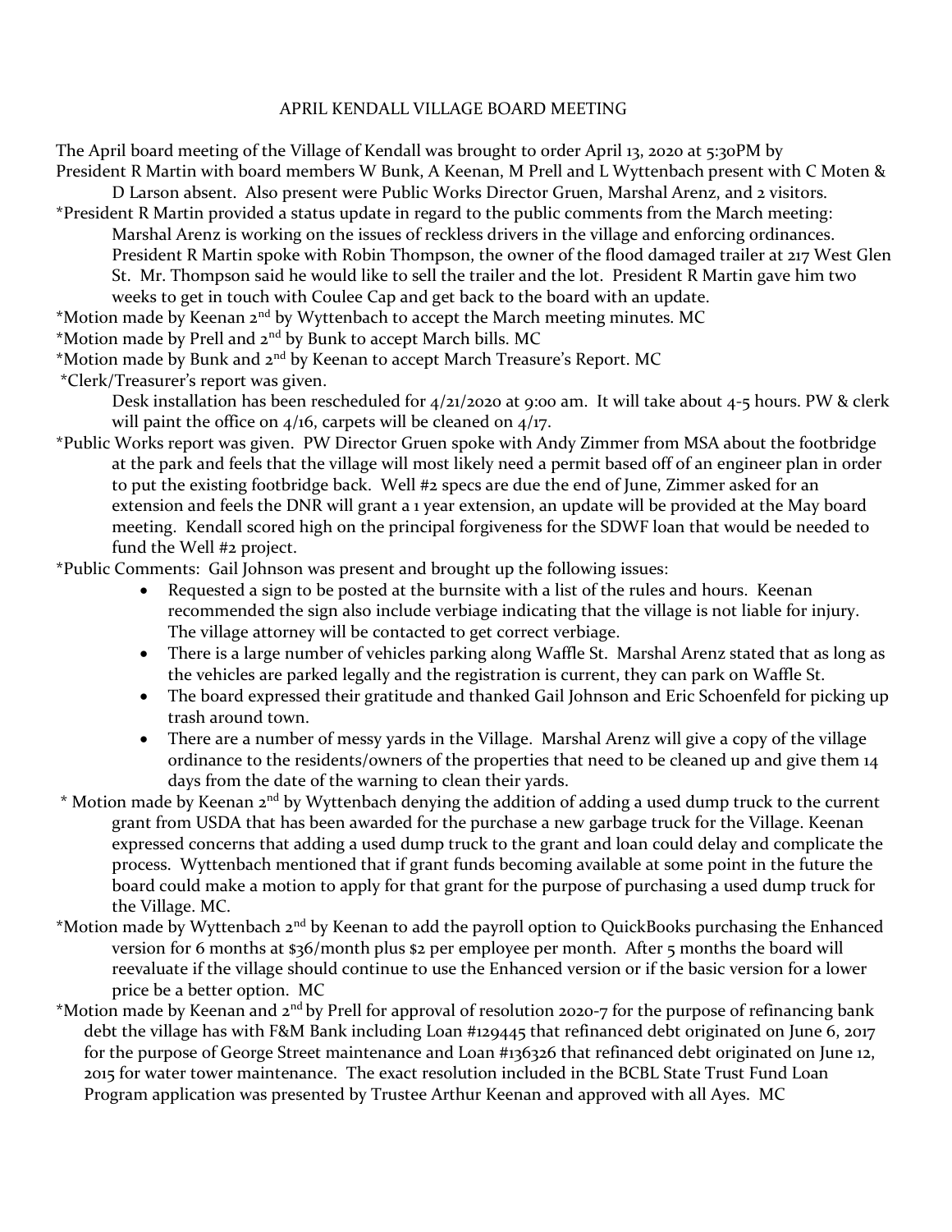# APRIL KENDALL VILLAGE BOARD MEETING

The April board meeting of the Village of Kendall was brought to order April 13, 2020 at 5:30PM by President R Martin with board members W Bunk, A Keenan, M Prell and L Wyttenbach present with C Moten & D Larson absent. Also present were Public Works Director Gruen, Marshal Arenz, and 2 visitors.

*President R Martin provided a status update in regard to the public comments from the March meeting: Marshal Arenz is working on the issues of reckless drivers in the village and enforcing ordinances. President R Martin spoke with Robin Thompson, the owner of the flood damaged trailer at 217 West Glen St. Mr. Thompson said he would like to sell the trailer and the lot. President R Martin gave him two weeks to get in touch with Coulee Cap and get back to the board with an update.

*Motion made by Keenan 2nd by Wyttenbach to accept the March meeting minutes. MC

*Motion made by Prell and 2nd by Bunk to accept March bills. MC

*Motion made by Bunk and 2nd by Keenan to accept March Treasure's Report. MC

*Clerk/Treasurer's report was given.

Desk installation has been rescheduled for 4/21/2020 at 9:00 am. It will take about 4-5 hours. PW & clerk will paint the office on 4/16, carpets will be cleaned on 4/17.

*Public Works report was given. PW Director Gruen spoke with Andy Zimmer from MSA about the footbridge at the park and feels that the village will most likely need a permit based off of an engineer plan in order to put the existing footbridge back. Well #2 specs are due the end of June, Zimmer asked for an extension and feels the DNR will grant a 1 year extension, an update will be provided at the May board meeting. Kendall scored high on the principal forgiveness for the SDWF loan that would be needed to fund the Well #2 project.

*Public Comments: Gail Johnson was present and brought up the following issues:

- Requested a sign to be posted at the burnsite with a list of the rules and hours. Keenan recommended the sign also include verbiage indicating that the village is not liable for injury. The village attorney will be contacted to get correct verbiage.
- There is a large number of vehicles parking along Waffle St. Marshal Arenz stated that as long as the vehicles are parked legally and the registration is current, they can park on Waffle St.
- The board expressed their gratitude and thanked Gail Johnson and Eric Schoenfeld for picking up trash around town.
- There are a number of messy yards in the Village. Marshal Arenz will give a copy of the village ordinance to the residents/owners of the properties that need to be cleaned up and give them 14 days from the date of the warning to clean their yards.

* Motion made by Keenan 2nd by Wyttenbach denying the addition of adding a used dump truck to the current grant from USDA that has been awarded for the purchase a new garbage truck for the Village. Keenan expressed concerns that adding a used dump truck to the grant and loan could delay and complicate the process. Wyttenbach mentioned that if grant funds becoming available at some point in the future the board could make a motion to apply for that grant for the purpose of purchasing a used dump truck for the Village. MC.

*Motion made by Wyttenbach 2nd by Keenan to add the payroll option to QuickBooks purchasing the Enhanced version for 6 months at $36/month plus $2 per employee per month. After 5 months the board will reevaluate if the village should continue to use the Enhanced version or if the basic version for a lower price be a better option. MC

*Motion made by Keenan and 2nd by Prell for approval of resolution 2020-7 for the purpose of refinancing bank debt the village has with F&M Bank including Loan #129445 that refinanced debt originated on June 6, 2017 for the purpose of George Street maintenance and Loan #136326 that refinanced debt originated on June 12, 2015 for water tower maintenance. The exact resolution included in the BCBL State Trust Fund Loan Program application was presented by Trustee Arthur Keenan and approved with all Ayes. MC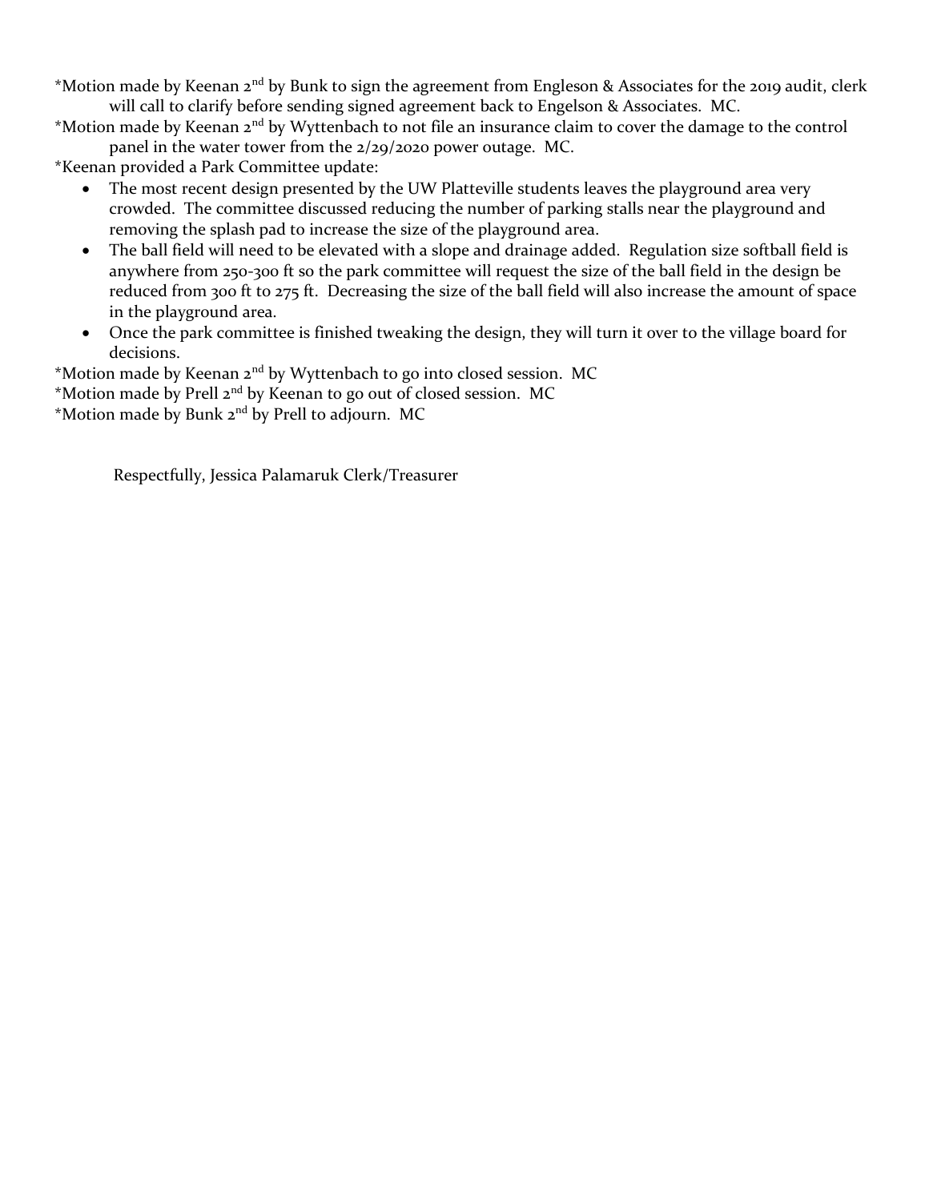*Motion made by Keenan 2nd by Bunk to sign the agreement from Engleson & Associates for the 2019 audit, clerk will call to clarify before sending signed agreement back to Engelson & Associates. MC.

*Motion made by Keenan 2nd by Wyttenbach to not file an insurance claim to cover the damage to the control panel in the water tower from the 2/29/2020 power outage. MC.

*Keenan provided a Park Committee update:

- The most recent design presented by the UW Platteville students leaves the playground area very crowded. The committee discussed reducing the number of parking stalls near the playground and removing the splash pad to increase the size of the playground area.
- The ball field will need to be elevated with a slope and drainage added. Regulation size softball field is anywhere from 250-300 ft so the park committee will request the size of the ball field in the design be reduced from 300 ft to 275 ft. Decreasing the size of the ball field will also increase the amount of space in the playground area.
- Once the park committee is finished tweaking the design, they will turn it over to the village board for decisions.

*Motion made by Keenan 2nd by Wyttenbach to go into closed session. MC

*Motion made by Prell 2nd by Keenan to go out of closed session. MC

*Motion made by Bunk 2nd by Prell to adjourn. MC

Respectfully, Jessica Palamaruk Clerk/Treasurer